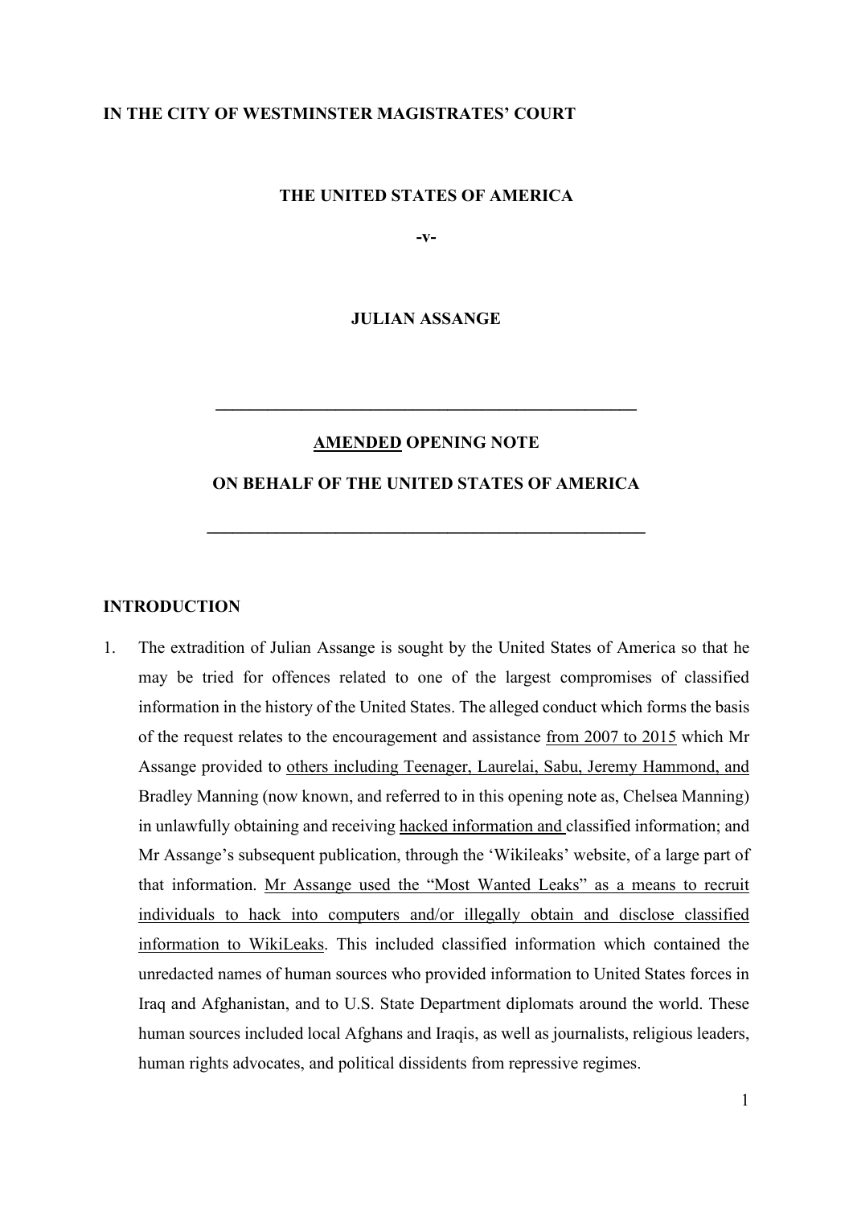**IN THE CITY OF WESTMINSTER MAGISTRATES' COURT**

**THE UNITED STATES OF AMERICA**

**-v-**

**JULIAN ASSANGE**

---

**<u>AMENDED</u> OPENING NOTE**

**ON BEHALF OF THE UNITED STATES OF AMERICA**

---

## INTRODUCTION

1. The extradition of Julian Assange is sought by the United States of America so that he may be tried for offences related to one of the largest compromises of classified information in the history of the United States. The alleged conduct which forms the basis of the request relates to the encouragement and assistance <u>from 2007 to 2015</u> which Mr Assange provided to <u>others including Teenager, Laurelai, Sabu, Jeremy Hammond, and</u> Bradley Manning (now known, and referred to in this opening note as, Chelsea Manning) in unlawfully obtaining and receiving <u>hacked information and</u> classified information; and Mr Assange's subsequent publication, through the 'Wikileaks' website, of a large part of that information. <u>Mr Assange used the "Most Wanted Leaks" as a means to recruit individuals to hack into computers and/or illegally obtain and disclose classified information to WikiLeaks</u>. This included classified information which contained the unredacted names of human sources who provided information to United States forces in Iraq and Afghanistan, and to U.S. State Department diplomats around the world. These human sources included local Afghans and Iraqis, as well as journalists, religious leaders, human rights advocates, and political dissidents from repressive regimes.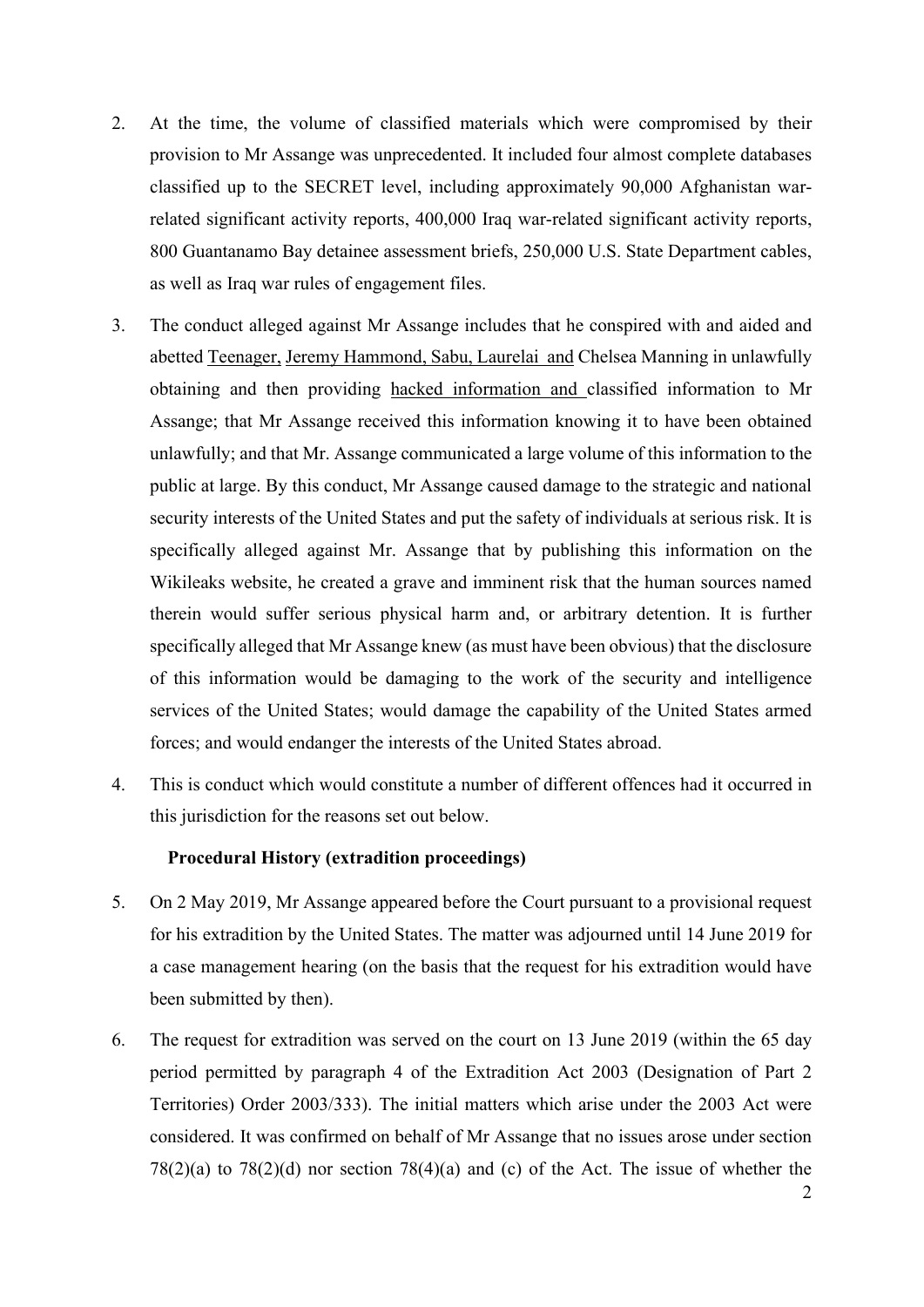2. At the time, the volume of classified materials which were compromised by their provision to Mr Assange was unprecedented. It included four almost complete databases classified up to the SECRET level, including approximately 90,000 Afghanistan war-related significant activity reports, 400,000 Iraq war-related significant activity reports, 800 Guantanamo Bay detainee assessment briefs, 250,000 U.S. State Department cables, as well as Iraq war rules of engagement files.

3. The conduct alleged against Mr Assange includes that he conspired with and aided and abetted Teenager, Jeremy Hammond, Sabu, Laurelai and Chelsea Manning in unlawfully obtaining and then providing hacked information and classified information to Mr Assange; that Mr Assange received this information knowing it to have been obtained unlawfully; and that Mr. Assange communicated a large volume of this information to the public at large. By this conduct, Mr Assange caused damage to the strategic and national security interests of the United States and put the safety of individuals at serious risk. It is specifically alleged against Mr. Assange that by publishing this information on the Wikileaks website, he created a grave and imminent risk that the human sources named therein would suffer serious physical harm and, or arbitrary detention. It is further specifically alleged that Mr Assange knew (as must have been obvious) that the disclosure of this information would be damaging to the work of the security and intelligence services of the United States; would damage the capability of the United States armed forces; and would endanger the interests of the United States abroad.

4. This is conduct which would constitute a number of different offences had it occurred in this jurisdiction for the reasons set out below.

**Procedural History (extradition proceedings)**

5. On 2 May 2019, Mr Assange appeared before the Court pursuant to a provisional request for his extradition by the United States. The matter was adjourned until 14 June 2019 for a case management hearing (on the basis that the request for his extradition would have been submitted by then).

6. The request for extradition was served on the court on 13 June 2019 (within the 65 day period permitted by paragraph 4 of the Extradition Act 2003 (Designation of Part 2 Territories) Order 2003/333). The initial matters which arise under the 2003 Act were considered. It was confirmed on behalf of Mr Assange that no issues arose under section 78(2)(a) to 78(2)(d) nor section 78(4)(a) and (c) of the Act. The issue of whether the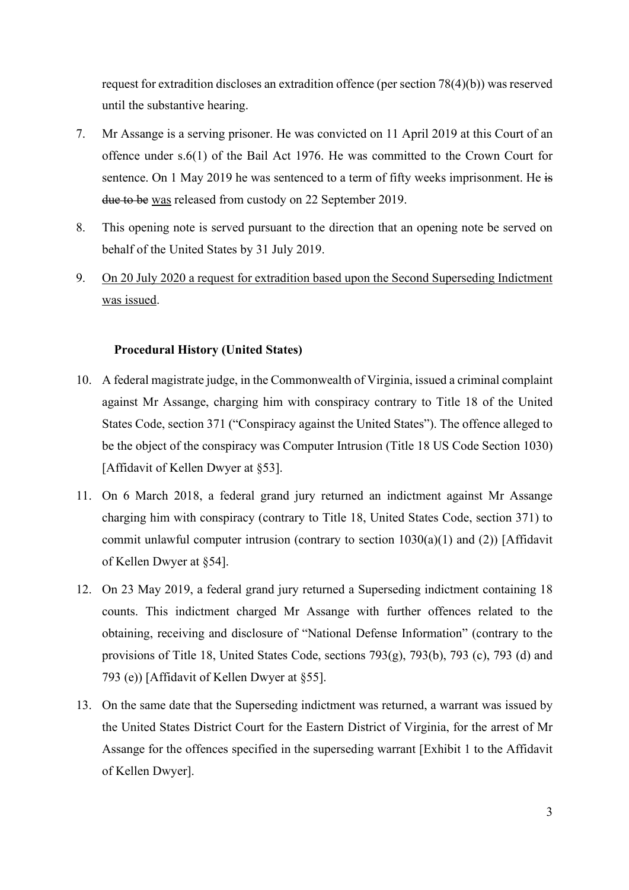request for extradition discloses an extradition offence (per section 78(4)(b)) was reserved until the substantive hearing.

7. Mr Assange is a serving prisoner. He was convicted on 11 April 2019 at this Court of an offence under s.6(1) of the Bail Act 1976. He was committed to the Crown Court for sentence. On 1 May 2019 he was sentenced to a term of fifty weeks imprisonment. He ~~is due to be~~ <u>was</u> released from custody on 22 September 2019.

8. This opening note is served pursuant to the direction that an opening note be served on behalf of the United States by 31 July 2019.

9. <u>On 20 July 2020 a request for extradition based upon the Second Superseding Indictment was issued</u>.

**Procedural History (United States)**

10. A federal magistrate judge, in the Commonwealth of Virginia, issued a criminal complaint against Mr Assange, charging him with conspiracy contrary to Title 18 of the United States Code, section 371 ("Conspiracy against the United States"). The offence alleged to be the object of the conspiracy was Computer Intrusion (Title 18 US Code Section 1030) [Affidavit of Kellen Dwyer at §53].

11. On 6 March 2018, a federal grand jury returned an indictment against Mr Assange charging him with conspiracy (contrary to Title 18, United States Code, section 371) to commit unlawful computer intrusion (contrary to section 1030(a)(1) and (2)) [Affidavit of Kellen Dwyer at §54].

12. On 23 May 2019, a federal grand jury returned a Superseding indictment containing 18 counts. This indictment charged Mr Assange with further offences related to the obtaining, receiving and disclosure of "National Defense Information" (contrary to the provisions of Title 18, United States Code, sections 793(g), 793(b), 793 (c), 793 (d) and 793 (e)) [Affidavit of Kellen Dwyer at §55].

13. On the same date that the Superseding indictment was returned, a warrant was issued by the United States District Court for the Eastern District of Virginia, for the arrest of Mr Assange for the offences specified in the superseding warrant [Exhibit 1 to the Affidavit of Kellen Dwyer].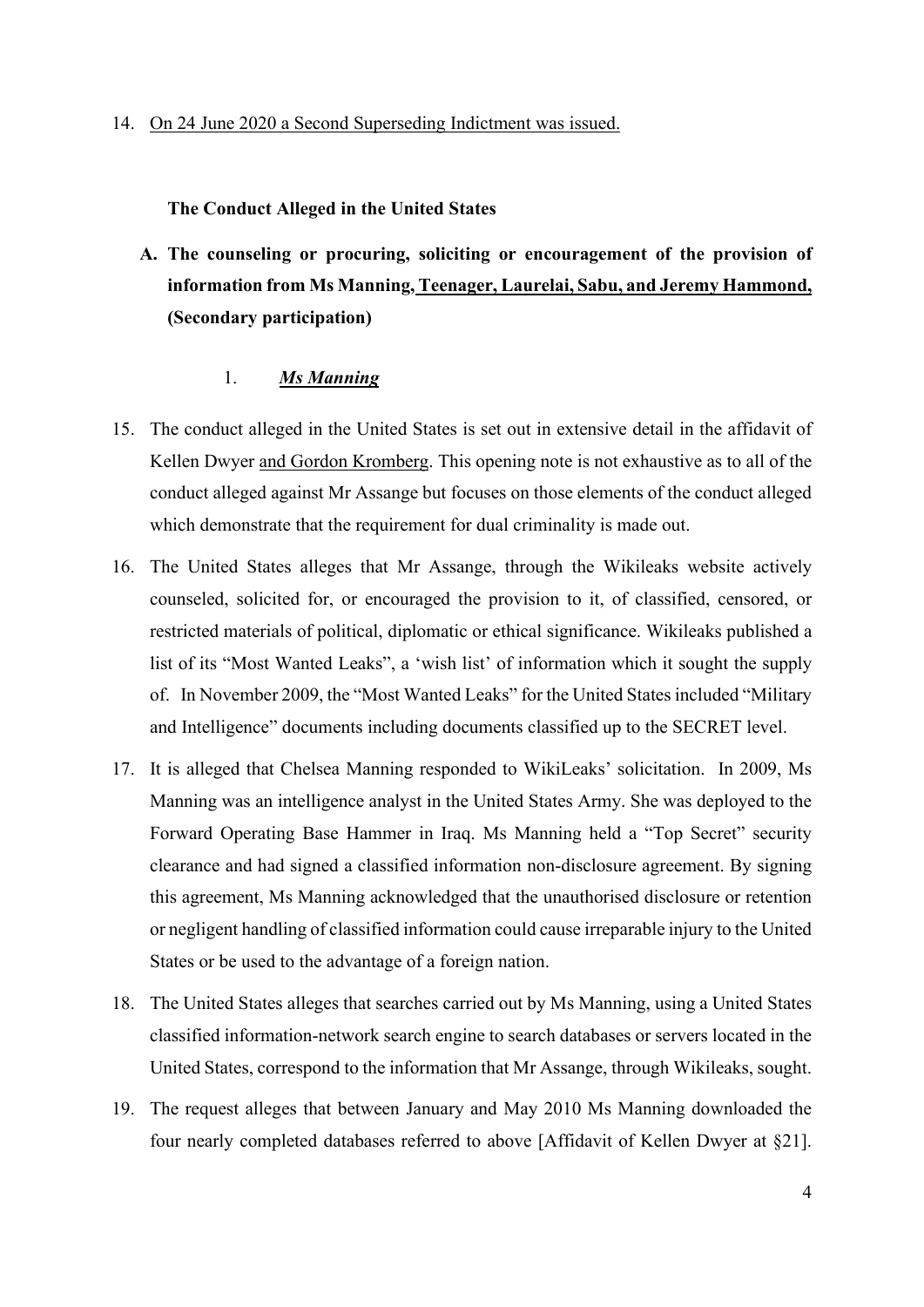14. <u>On 24 June 2020 a Second Superseding Indictment was issued.</u>

**The Conduct Alleged in the United States**

**A. The counseling or procuring, soliciting or encouragement of the provision of information from Ms Manning, <u>Teenager, Laurelai, Sabu, and Jeremy Hammond,</u> (Secondary participation)**

1. ***<u>Ms Manning</u>***

15. The conduct alleged in the United States is set out in extensive detail in the affidavit of Kellen Dwyer <u>and Gordon Kromberg</u>. This opening note is not exhaustive as to all of the conduct alleged against Mr Assange but focuses on those elements of the conduct alleged which demonstrate that the requirement for dual criminality is made out.

16. The United States alleges that Mr Assange, through the Wikileaks website actively counseled, solicited for, or encouraged the provision to it, of classified, censored, or restricted materials of political, diplomatic or ethical significance. Wikileaks published a list of its "Most Wanted Leaks", a 'wish list' of information which it sought the supply of. In November 2009, the "Most Wanted Leaks" for the United States included "Military and Intelligence" documents including documents classified up to the SECRET level.

17. It is alleged that Chelsea Manning responded to WikiLeaks' solicitation. In 2009, Ms Manning was an intelligence analyst in the United States Army. She was deployed to the Forward Operating Base Hammer in Iraq. Ms Manning held a "Top Secret" security clearance and had signed a classified information non-disclosure agreement. By signing this agreement, Ms Manning acknowledged that the unauthorised disclosure or retention or negligent handling of classified information could cause irreparable injury to the United States or be used to the advantage of a foreign nation.

18. The United States alleges that searches carried out by Ms Manning, using a United States classified information-network search engine to search databases or servers located in the United States, correspond to the information that Mr Assange, through Wikileaks, sought.

19. The request alleges that between January and May 2010 Ms Manning downloaded the four nearly completed databases referred to above [Affidavit of Kellen Dwyer at §21].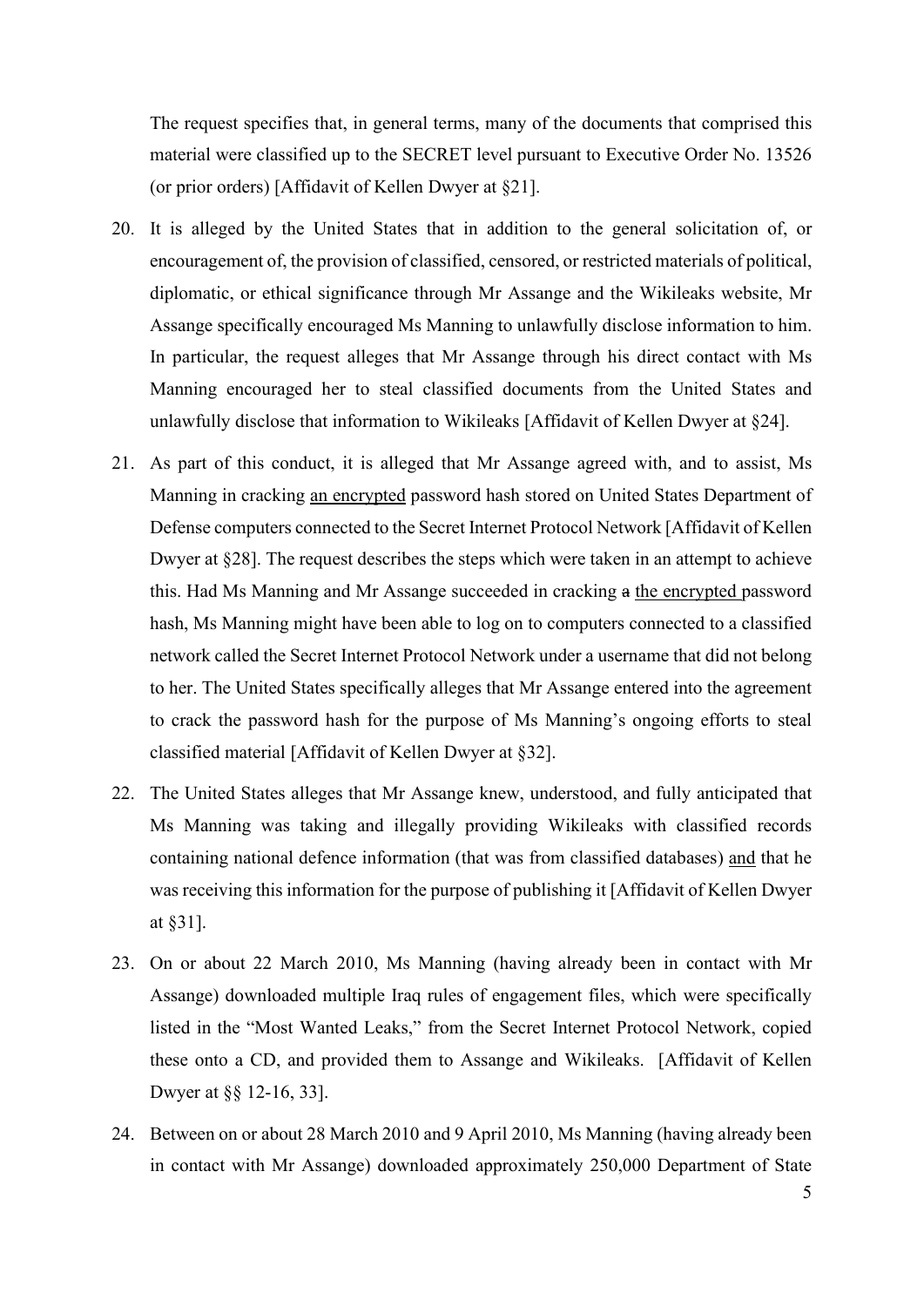The request specifies that, in general terms, many of the documents that comprised this material were classified up to the SECRET level pursuant to Executive Order No. 13526 (or prior orders) [Affidavit of Kellen Dwyer at §21].

20. It is alleged by the United States that in addition to the general solicitation of, or encouragement of, the provision of classified, censored, or restricted materials of political, diplomatic, or ethical significance through Mr Assange and the Wikileaks website, Mr Assange specifically encouraged Ms Manning to unlawfully disclose information to him. In particular, the request alleges that Mr Assange through his direct contact with Ms Manning encouraged her to steal classified documents from the United States and unlawfully disclose that information to Wikileaks [Affidavit of Kellen Dwyer at §24].

21. As part of this conduct, it is alleged that Mr Assange agreed with, and to assist, Ms Manning in cracking <u>an encrypted</u> password hash stored on United States Department of Defense computers connected to the Secret Internet Protocol Network [Affidavit of Kellen Dwyer at §28]. The request describes the steps which were taken in an attempt to achieve this. Had Ms Manning and Mr Assange succeeded in cracking ~~a~~ <u>the encrypted</u> password hash, Ms Manning might have been able to log on to computers connected to a classified network called the Secret Internet Protocol Network under a username that did not belong to her. The United States specifically alleges that Mr Assange entered into the agreement to crack the password hash for the purpose of Ms Manning's ongoing efforts to steal classified material [Affidavit of Kellen Dwyer at §32].

22. The United States alleges that Mr Assange knew, understood, and fully anticipated that Ms Manning was taking and illegally providing Wikileaks with classified records containing national defence information (that was from classified databases) <u>and</u> that he was receiving this information for the purpose of publishing it [Affidavit of Kellen Dwyer at §31].

23. On or about 22 March 2010, Ms Manning (having already been in contact with Mr Assange) downloaded multiple Iraq rules of engagement files, which were specifically listed in the "Most Wanted Leaks," from the Secret Internet Protocol Network, copied these onto a CD, and provided them to Assange and Wikileaks. [Affidavit of Kellen Dwyer at §§ 12-16, 33].

24. Between on or about 28 March 2010 and 9 April 2010, Ms Manning (having already been in contact with Mr Assange) downloaded approximately 250,000 Department of State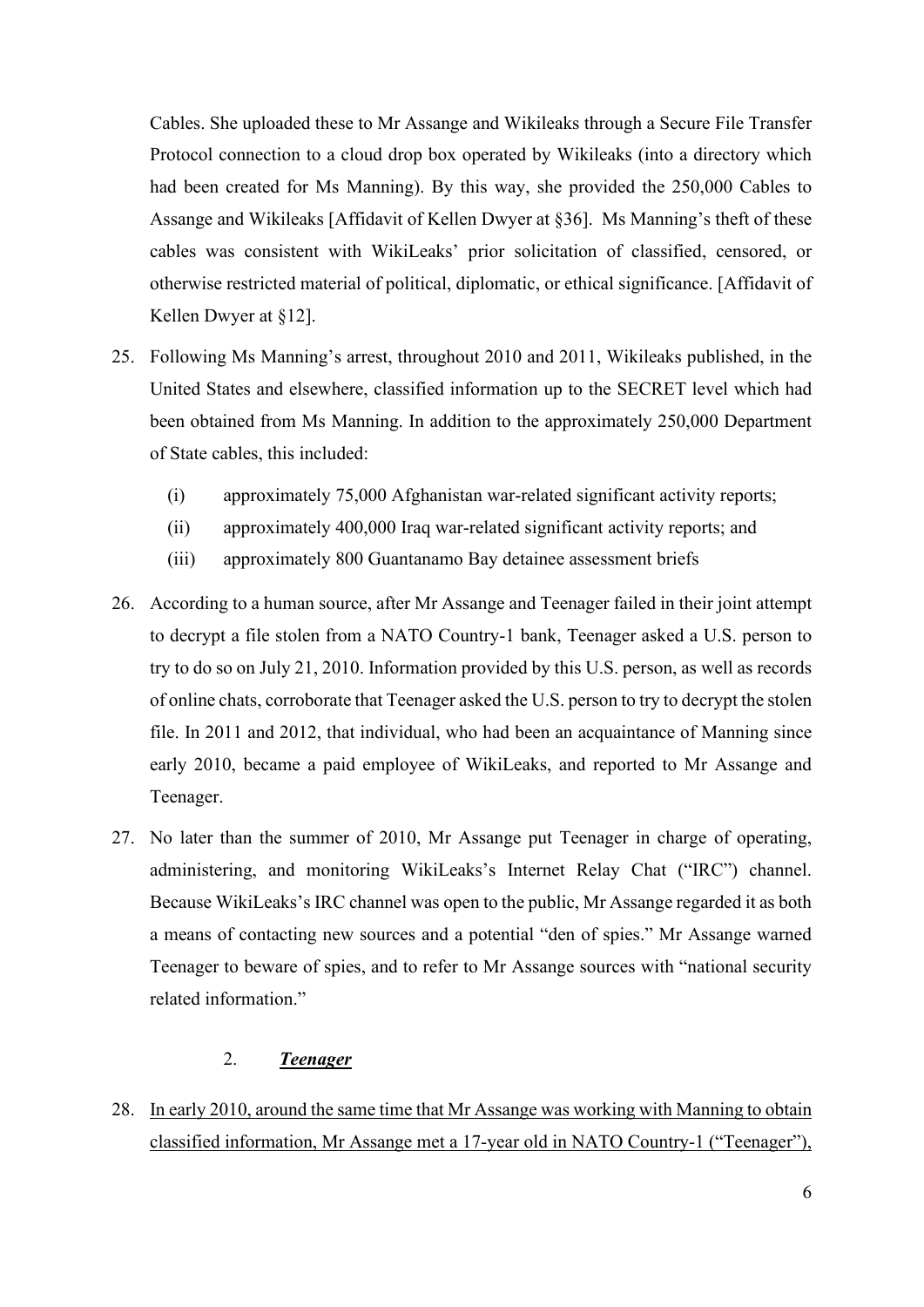Cables. She uploaded these to Mr Assange and Wikileaks through a Secure File Transfer Protocol connection to a cloud drop box operated by Wikileaks (into a directory which had been created for Ms Manning). By this way, she provided the 250,000 Cables to Assange and Wikileaks [Affidavit of Kellen Dwyer at §36]. Ms Manning's theft of these cables was consistent with WikiLeaks' prior solicitation of classified, censored, or otherwise restricted material of political, diplomatic, or ethical significance. [Affidavit of Kellen Dwyer at §12].

25. Following Ms Manning's arrest, throughout 2010 and 2011, Wikileaks published, in the United States and elsewhere, classified information up to the SECRET level which had been obtained from Ms Manning. In addition to the approximately 250,000 Department of State cables, this included:

    (i) approximately 75,000 Afghanistan war-related significant activity reports;

    (ii) approximately 400,000 Iraq war-related significant activity reports; and

    (iii) approximately 800 Guantanamo Bay detainee assessment briefs

26. According to a human source, after Mr Assange and Teenager failed in their joint attempt to decrypt a file stolen from a NATO Country-1 bank, Teenager asked a U.S. person to try to do so on July 21, 2010. Information provided by this U.S. person, as well as records of online chats, corroborate that Teenager asked the U.S. person to try to decrypt the stolen file. In 2011 and 2012, that individual, who had been an acquaintance of Manning since early 2010, became a paid employee of WikiLeaks, and reported to Mr Assange and Teenager.

27. No later than the summer of 2010, Mr Assange put Teenager in charge of operating, administering, and monitoring WikiLeaks's Internet Relay Chat ("IRC") channel. Because WikiLeaks's IRC channel was open to the public, Mr Assange regarded it as both a means of contacting new sources and a potential "den of spies." Mr Assange warned Teenager to beware of spies, and to refer to Mr Assange sources with "national security related information."

### 2. ***Teenager***

28. <u>In early 2010, around the same time that Mr Assange was working with Manning to obtain classified information, Mr Assange met a 17-year old in NATO Country-1 ("Teenager"),</u>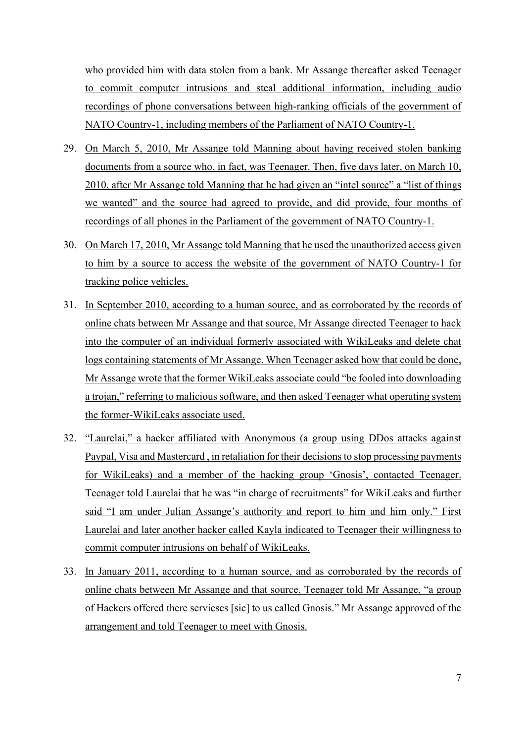who provided him with data stolen from a bank. Mr Assange thereafter asked Teenager to commit computer intrusions and steal additional information, including audio recordings of phone conversations between high-ranking officials of the government of NATO Country-1, including members of the Parliament of NATO Country-1.

29. On March 5, 2010, Mr Assange told Manning about having received stolen banking documents from a source who, in fact, was Teenager. Then, five days later, on March 10, 2010, after Mr Assange told Manning that he had given an "intel source" a "list of things we wanted" and the source had agreed to provide, and did provide, four months of recordings of all phones in the Parliament of the government of NATO Country-1.

30. On March 17, 2010, Mr Assange told Manning that he used the unauthorized access given to him by a source to access the website of the government of NATO Country-1 for tracking police vehicles.

31. In September 2010, according to a human source, and as corroborated by the records of online chats between Mr Assange and that source, Mr Assange directed Teenager to hack into the computer of an individual formerly associated with WikiLeaks and delete chat logs containing statements of Mr Assange. When Teenager asked how that could be done, Mr Assange wrote that the former WikiLeaks associate could "be fooled into downloading a trojan," referring to malicious software, and then asked Teenager what operating system the former-WikiLeaks associate used.

32. "Laurelai," a hacker affiliated with Anonymous (a group using DDos attacks against Paypal, Visa and Mastercard , in retaliation for their decisions to stop processing payments for WikiLeaks) and a member of the hacking group 'Gnosis', contacted Teenager. Teenager told Laurelai that he was "in charge of recruitments" for WikiLeaks and further said "I am under Julian Assange's authority and report to him and him only." First Laurelai and later another hacker called Kayla indicated to Teenager their willingness to commit computer intrusions on behalf of WikiLeaks.

33. In January 2011, according to a human source, and as corroborated by the records of online chats between Mr Assange and that source, Teenager told Mr Assange, "a group of Hackers offered there servicses [sic] to us called Gnosis." Mr Assange approved of the arrangement and told Teenager to meet with Gnosis.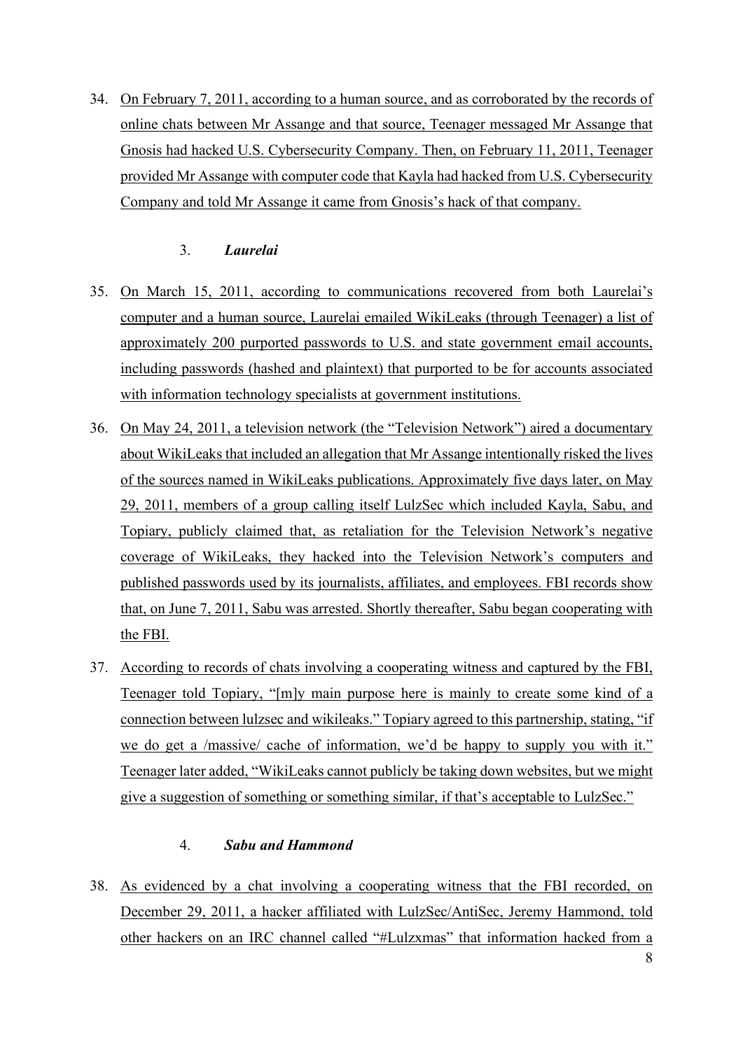34. On February 7, 2011, according to a human source, and as corroborated by the records of online chats between Mr Assange and that source, Teenager messaged Mr Assange that Gnosis had hacked U.S. Cybersecurity Company. Then, on February 11, 2011, Teenager provided Mr Assange with computer code that Kayla had hacked from U.S. Cybersecurity Company and told Mr Assange it came from Gnosis's hack of that company.

### 3. *Laurelai*

35. On March 15, 2011, according to communications recovered from both Laurelai's computer and a human source, Laurelai emailed WikiLeaks (through Teenager) a list of approximately 200 purported passwords to U.S. and state government email accounts, including passwords (hashed and plaintext) that purported to be for accounts associated with information technology specialists at government institutions.

36. On May 24, 2011, a television network (the "Television Network") aired a documentary about WikiLeaks that included an allegation that Mr Assange intentionally risked the lives of the sources named in WikiLeaks publications. Approximately five days later, on May 29, 2011, members of a group calling itself LulzSec which included Kayla, Sabu, and Topiary, publicly claimed that, as retaliation for the Television Network's negative coverage of WikiLeaks, they hacked into the Television Network's computers and published passwords used by its journalists, affiliates, and employees. FBI records show that, on June 7, 2011, Sabu was arrested. Shortly thereafter, Sabu began cooperating with the FBI.

37. According to records of chats involving a cooperating witness and captured by the FBI, Teenager told Topiary, "[m]y main purpose here is mainly to create some kind of a connection between lulzsec and wikileaks." Topiary agreed to this partnership, stating, "if we do get a /massive/ cache of information, we'd be happy to supply you with it." Teenager later added, "WikiLeaks cannot publicly be taking down websites, but we might give a suggestion of something or something similar, if that's acceptable to LulzSec."

### 4. *Sabu and Hammond*

38. As evidenced by a chat involving a cooperating witness that the FBI recorded, on December 29, 2011, a hacker affiliated with LulzSec/AntiSec, Jeremy Hammond, told other hackers on an IRC channel called "#Lulzxmas" that information hacked from a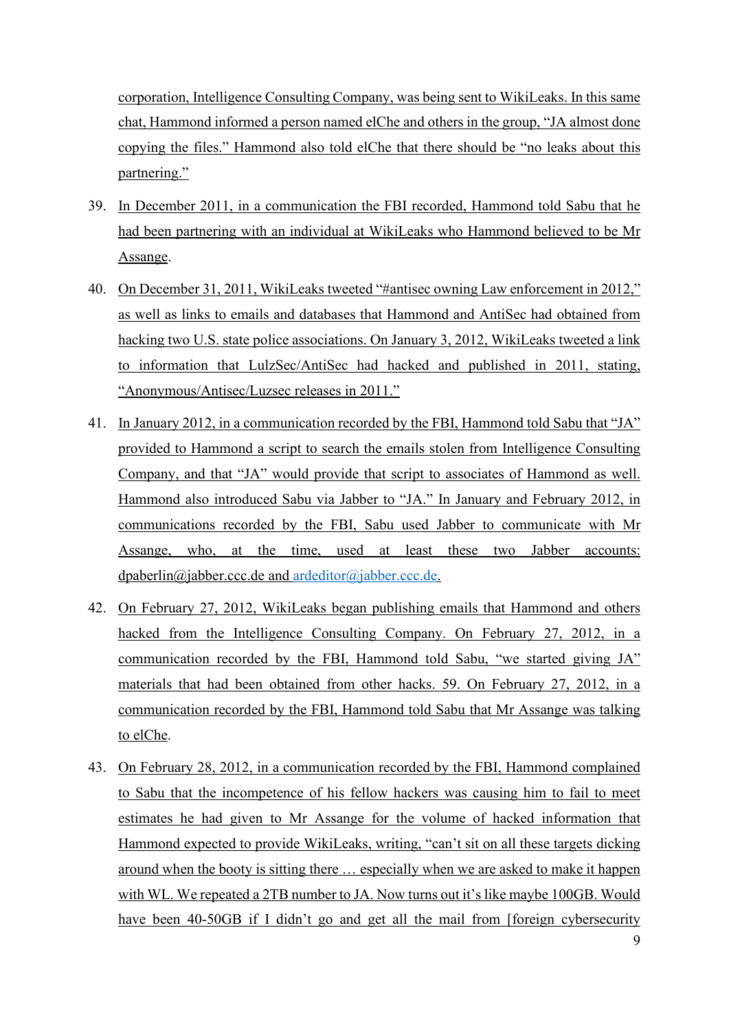corporation, Intelligence Consulting Company, was being sent to WikiLeaks. In this same chat, Hammond informed a person named elChe and others in the group, "JA almost done copying the files." Hammond also told elChe that there should be "no leaks about this partnering."

39. In December 2011, in a communication the FBI recorded, Hammond told Sabu that he had been partnering with an individual at WikiLeaks who Hammond believed to be Mr Assange.

40. On December 31, 2011, WikiLeaks tweeted "#antisec owning Law enforcement in 2012," as well as links to emails and databases that Hammond and AntiSec had obtained from hacking two U.S. state police associations. On January 3, 2012, WikiLeaks tweeted a link to information that LulzSec/AntiSec had hacked and published in 2011, stating, "Anonymous/Antisec/Luzsec releases in 2011."

41. In January 2012, in a communication recorded by the FBI, Hammond told Sabu that "JA" provided to Hammond a script to search the emails stolen from Intelligence Consulting Company, and that "JA" would provide that script to associates of Hammond as well. Hammond also introduced Sabu via Jabber to "JA." In January and February 2012, in communications recorded by the FBI, Sabu used Jabber to communicate with Mr Assange, who, at the time, used at least these two Jabber accounts: dpaberlin@jabber.ccc.de and ardeditor@jabber.ccc.de.

42. On February 27, 2012, WikiLeaks began publishing emails that Hammond and others hacked from the Intelligence Consulting Company. On February 27, 2012, in a communication recorded by the FBI, Hammond told Sabu, "we started giving JA" materials that had been obtained from other hacks. 59. On February 27, 2012, in a communication recorded by the FBI, Hammond told Sabu that Mr Assange was talking to elChe.

43. On February 28, 2012, in a communication recorded by the FBI, Hammond complained to Sabu that the incompetence of his fellow hackers was causing him to fail to meet estimates he had given to Mr Assange for the volume of hacked information that Hammond expected to provide WikiLeaks, writing, "can't sit on all these targets dicking around when the booty is sitting there … especially when we are asked to make it happen with WL. We repeated a 2TB number to JA. Now turns out it's like maybe 100GB. Would have been 40-50GB if I didn't go and get all the mail from [foreign cybersecurity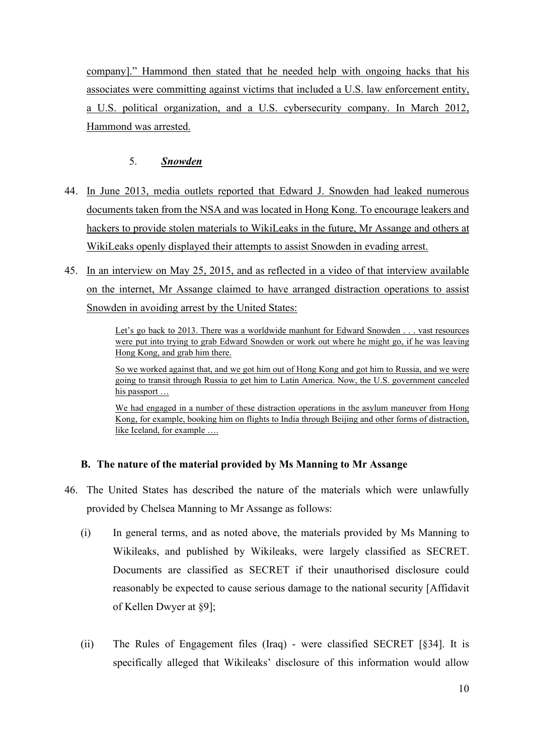company]." Hammond then stated that he needed help with ongoing hacks that his associates were committing against victims that included a U.S. law enforcement entity, a U.S. political organization, and a U.S. cybersecurity company. In March 2012, Hammond was arrested.

### 5. ***Snowden***

44. In June 2013, media outlets reported that Edward J. Snowden had leaked numerous documents taken from the NSA and was located in Hong Kong. To encourage leakers and hackers to provide stolen materials to WikiLeaks in the future, Mr Assange and others at WikiLeaks openly displayed their attempts to assist Snowden in evading arrest.

45. In an interview on May 25, 2015, and as reflected in a video of that interview available on the internet, Mr Assange claimed to have arranged distraction operations to assist Snowden in avoiding arrest by the United States:

> Let's go back to 2013. There was a worldwide manhunt for Edward Snowden . . . vast resources were put into trying to grab Edward Snowden or work out where he might go, if he was leaving Hong Kong, and grab him there.
>
> So we worked against that, and we got him out of Hong Kong and got him to Russia, and we were going to transit through Russia to get him to Latin America. Now, the U.S. government canceled his passport …
>
> We had engaged in a number of these distraction operations in the asylum maneuver from Hong Kong, for example, booking him on flights to India through Beijing and other forms of distraction, like Iceland, for example ….

## B. The nature of the material provided by Ms Manning to Mr Assange

46. The United States has described the nature of the materials which were unlawfully provided by Chelsea Manning to Mr Assange as follows:

    (i) In general terms, and as noted above, the materials provided by Ms Manning to Wikileaks, and published by Wikileaks, were largely classified as SECRET. Documents are classified as SECRET if their unauthorised disclosure could reasonably be expected to cause serious damage to the national security [Affidavit of Kellen Dwyer at §9];

    (ii) The Rules of Engagement files (Iraq) - were classified SECRET [§34]. It is specifically alleged that Wikileaks' disclosure of this information would allow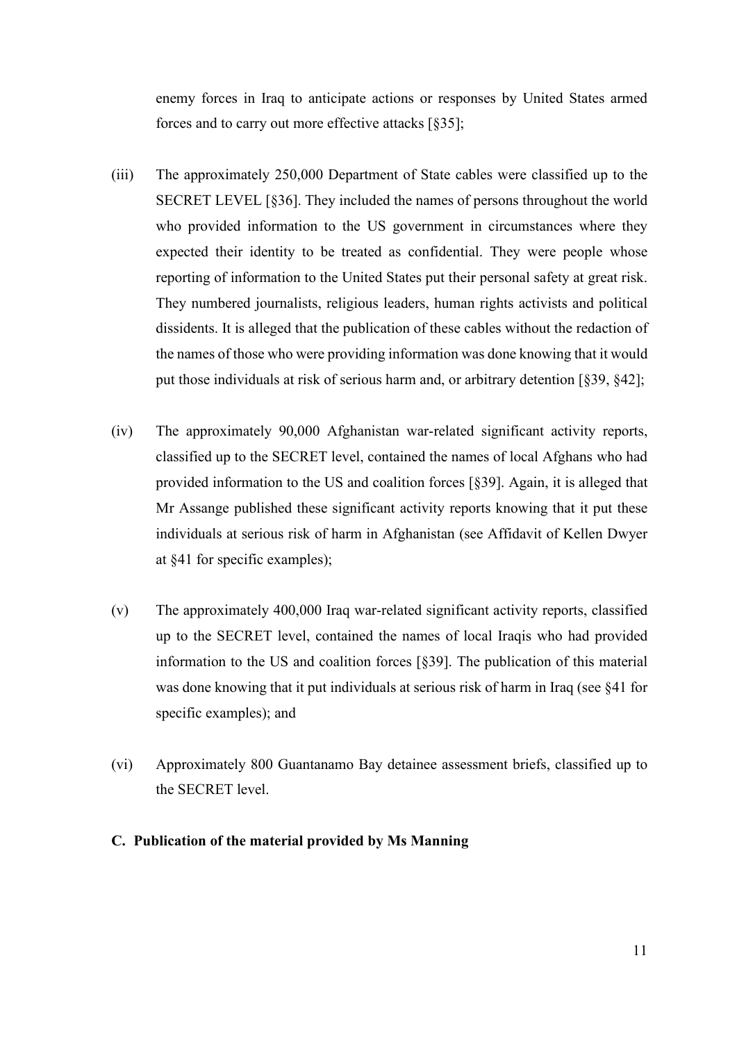enemy forces in Iraq to anticipate actions or responses by United States armed forces and to carry out more effective attacks [§35];

(iii) The approximately 250,000 Department of State cables were classified up to the SECRET LEVEL [§36]. They included the names of persons throughout the world who provided information to the US government in circumstances where they expected their identity to be treated as confidential. They were people whose reporting of information to the United States put their personal safety at great risk. They numbered journalists, religious leaders, human rights activists and political dissidents. It is alleged that the publication of these cables without the redaction of the names of those who were providing information was done knowing that it would put those individuals at risk of serious harm and, or arbitrary detention [§39, §42];

(iv) The approximately 90,000 Afghanistan war-related significant activity reports, classified up to the SECRET level, contained the names of local Afghans who had provided information to the US and coalition forces [§39]. Again, it is alleged that Mr Assange published these significant activity reports knowing that it put these individuals at serious risk of harm in Afghanistan (see Affidavit of Kellen Dwyer at §41 for specific examples);

(v) The approximately 400,000 Iraq war-related significant activity reports, classified up to the SECRET level, contained the names of local Iraqis who had provided information to the US and coalition forces [§39]. The publication of this material was done knowing that it put individuals at serious risk of harm in Iraq (see §41 for specific examples); and

(vi) Approximately 800 Guantanamo Bay detainee assessment briefs, classified up to the SECRET level.

**C. Publication of the material provided by Ms Manning**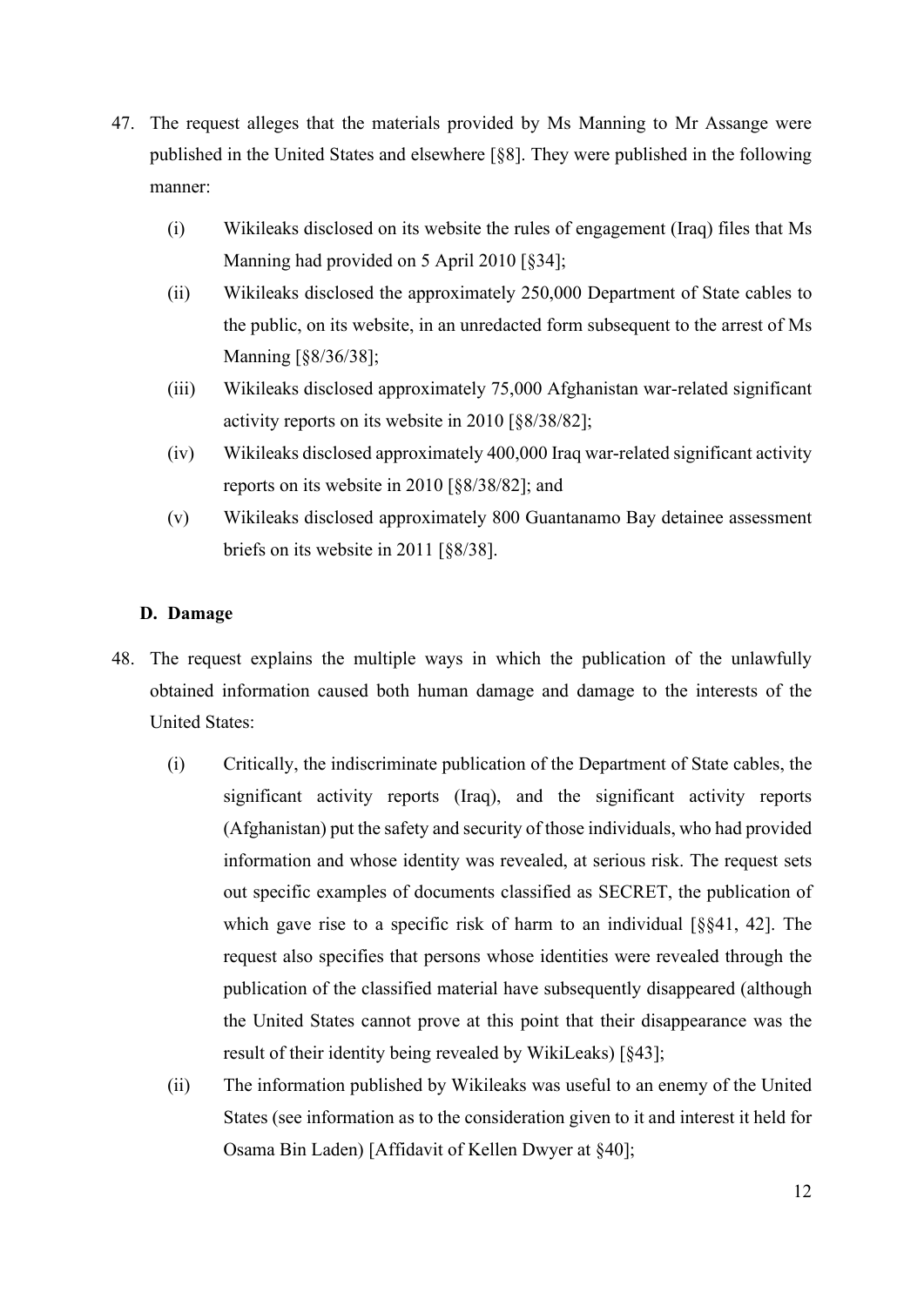47. The request alleges that the materials provided by Ms Manning to Mr Assange were published in the United States and elsewhere [§8]. They were published in the following manner:

    (i) Wikileaks disclosed on its website the rules of engagement (Iraq) files that Ms Manning had provided on 5 April 2010 [§34];

    (ii) Wikileaks disclosed the approximately 250,000 Department of State cables to the public, on its website, in an unredacted form subsequent to the arrest of Ms Manning [§8/36/38];

    (iii) Wikileaks disclosed approximately 75,000 Afghanistan war-related significant activity reports on its website in 2010 [§8/38/82];

    (iv) Wikileaks disclosed approximately 400,000 Iraq war-related significant activity reports on its website in 2010 [§8/38/82]; and

    (v) Wikileaks disclosed approximately 800 Guantanamo Bay detainee assessment briefs on its website in 2011 [§8/38].

### D. Damage

48. The request explains the multiple ways in which the publication of the unlawfully obtained information caused both human damage and damage to the interests of the United States:

    (i) Critically, the indiscriminate publication of the Department of State cables, the significant activity reports (Iraq), and the significant activity reports (Afghanistan) put the safety and security of those individuals, who had provided information and whose identity was revealed, at serious risk. The request sets out specific examples of documents classified as SECRET, the publication of which gave rise to a specific risk of harm to an individual [§§41, 42]. The request also specifies that persons whose identities were revealed through the publication of the classified material have subsequently disappeared (although the United States cannot prove at this point that their disappearance was the result of their identity being revealed by WikiLeaks) [§43];

    (ii) The information published by Wikileaks was useful to an enemy of the United States (see information as to the consideration given to it and interest it held for Osama Bin Laden) [Affidavit of Kellen Dwyer at §40];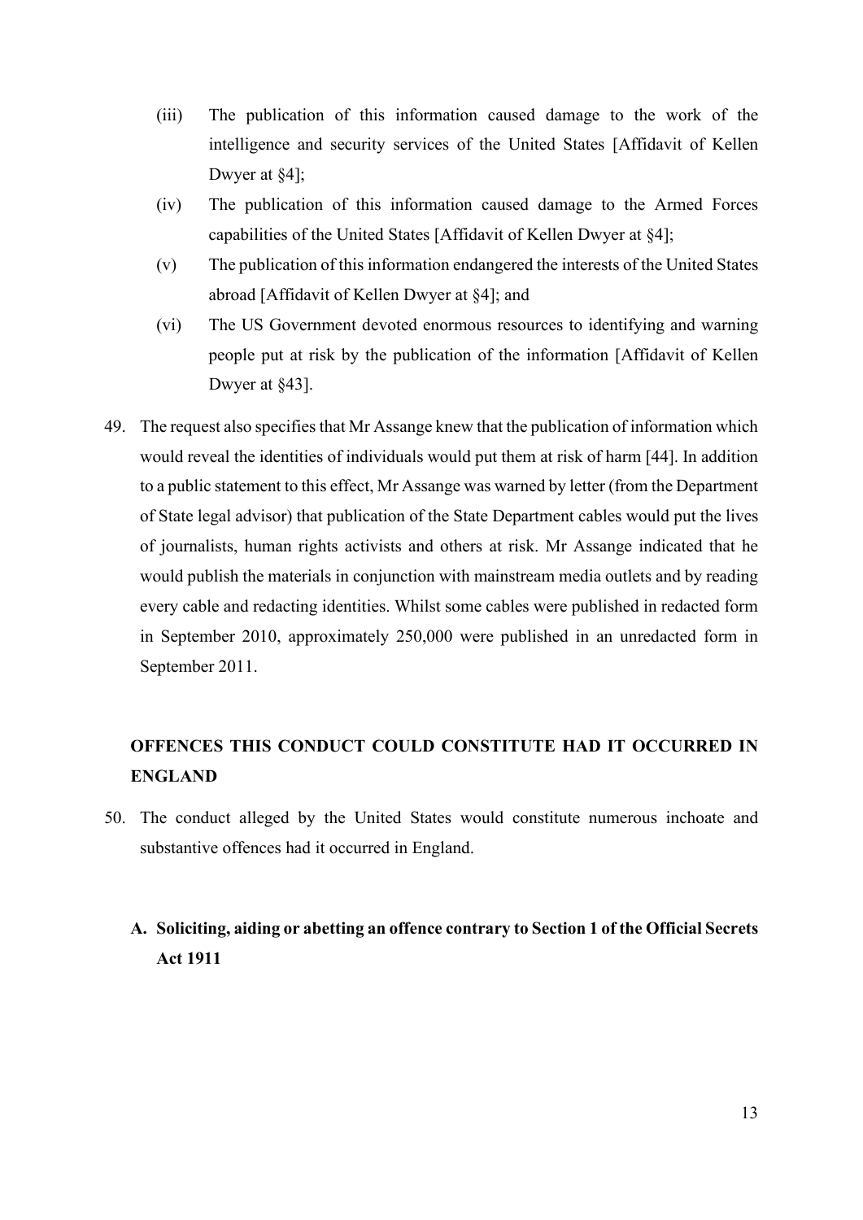(iii) The publication of this information caused damage to the work of the intelligence and security services of the United States [Affidavit of Kellen Dwyer at §4];

(iv) The publication of this information caused damage to the Armed Forces capabilities of the United States [Affidavit of Kellen Dwyer at §4];

(v) The publication of this information endangered the interests of the United States abroad [Affidavit of Kellen Dwyer at §4]; and

(vi) The US Government devoted enormous resources to identifying and warning people put at risk by the publication of the information [Affidavit of Kellen Dwyer at §43].

49. The request also specifies that Mr Assange knew that the publication of information which would reveal the identities of individuals would put them at risk of harm [44]. In addition to a public statement to this effect, Mr Assange was warned by letter (from the Department of State legal advisor) that publication of the State Department cables would put the lives of journalists, human rights activists and others at risk. Mr Assange indicated that he would publish the materials in conjunction with mainstream media outlets and by reading every cable and redacting identities. Whilst some cables were published in redacted form in September 2010, approximately 250,000 were published in an unredacted form in September 2011.

## OFFENCES THIS CONDUCT COULD CONSTITUTE HAD IT OCCURRED IN ENGLAND

50. The conduct alleged by the United States would constitute numerous inchoate and substantive offences had it occurred in England.

### A. Soliciting, aiding or abetting an offence contrary to Section 1 of the Official Secrets Act 1911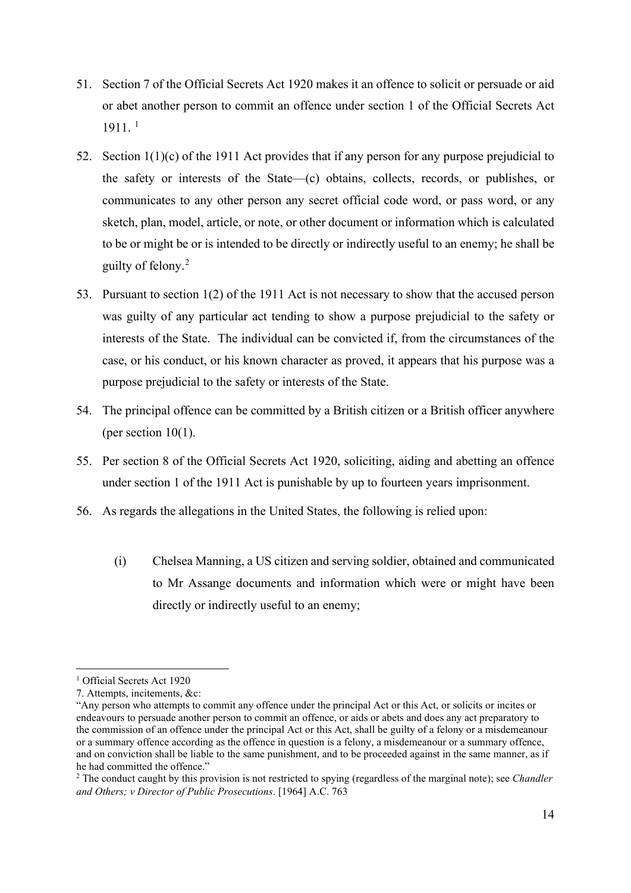51. Section 7 of the Official Secrets Act 1920 makes it an offence to solicit or persuade or aid or abet another person to commit an offence under section 1 of the Official Secrets Act 1911. [1]

52. Section 1(1)(c) of the 1911 Act provides that if any person for any purpose prejudicial to the safety or interests of the State—(c) obtains, collects, records, or publishes, or communicates to any other person any secret official code word, or pass word, or any sketch, plan, model, article, or note, or other document or information which is calculated to be or might be or is intended to be directly or indirectly useful to an enemy; he shall be guilty of felony.[2]

53. Pursuant to section 1(2) of the 1911 Act is not necessary to show that the accused person was guilty of any particular act tending to show a purpose prejudicial to the safety or interests of the State. The individual can be convicted if, from the circumstances of the case, or his conduct, or his known character as proved, it appears that his purpose was a purpose prejudicial to the safety or interests of the State.

54. The principal offence can be committed by a British citizen or a British officer anywhere (per section 10(1).

55. Per section 8 of the Official Secrets Act 1920, soliciting, aiding and abetting an offence under section 1 of the 1911 Act is punishable by up to fourteen years imprisonment.

56. As regards the allegations in the United States, the following is relied upon:

    (i) Chelsea Manning, a US citizen and serving soldier, obtained and communicated to Mr Assange documents and information which were or might have been directly or indirectly useful to an enemy;

---

[1] Official Secrets Act 1920

7. Attempts, incitements, &c:

"Any person who attempts to commit any offence under the principal Act or this Act, or solicits or incites or endeavours to persuade another person to commit an offence, or aids or abets and does any act preparatory to the commission of an offence under the principal Act or this Act, shall be guilty of a felony or a misdemeanour or a summary offence according as the offence in question is a felony, a misdemeanour or a summary offence, and on conviction shall be liable to the same punishment, and to be proceeded against in the same manner, as if he had committed the offence."

[2] The conduct caught by this provision is not restricted to spying (regardless of the marginal note); see *Chandler and Others; v Director of Public Prosecutions*. [1964] A.C. 763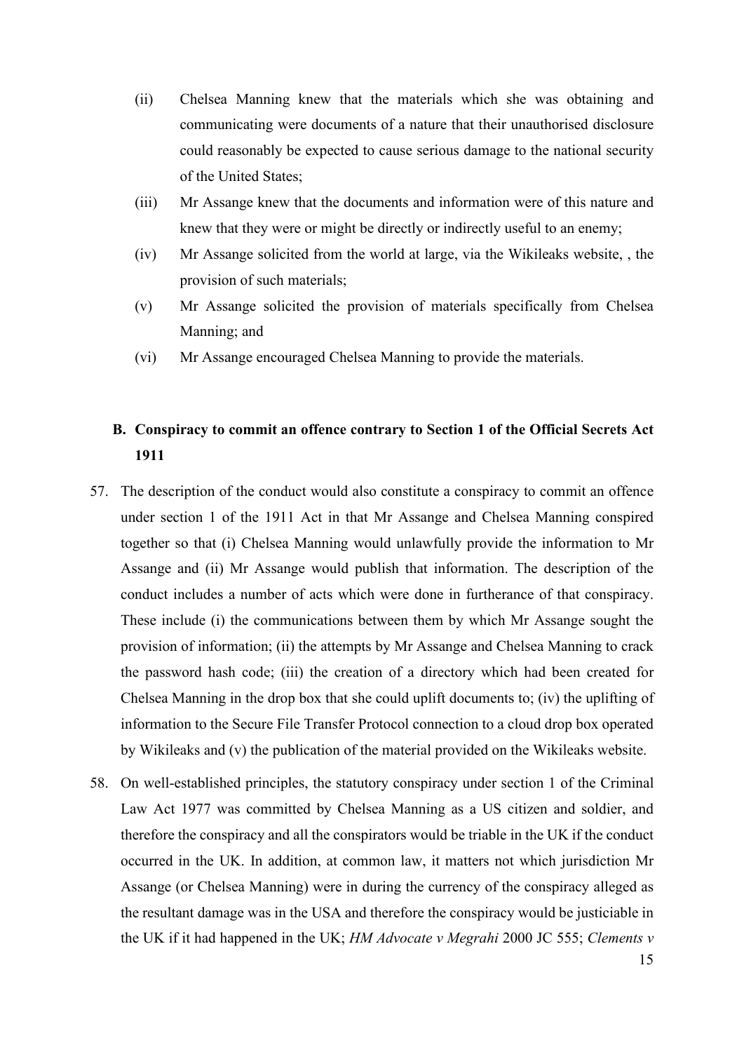(ii) Chelsea Manning knew that the materials which she was obtaining and communicating were documents of a nature that their unauthorised disclosure could reasonably be expected to cause serious damage to the national security of the United States;

(iii) Mr Assange knew that the documents and information were of this nature and knew that they were or might be directly or indirectly useful to an enemy;

(iv) Mr Assange solicited from the world at large, via the Wikileaks website, , the provision of such materials;

(v) Mr Assange solicited the provision of materials specifically from Chelsea Manning; and

(vi) Mr Assange encouraged Chelsea Manning to provide the materials.

## B. Conspiracy to commit an offence contrary to Section 1 of the Official Secrets Act 1911

57. The description of the conduct would also constitute a conspiracy to commit an offence under section 1 of the 1911 Act in that Mr Assange and Chelsea Manning conspired together so that (i) Chelsea Manning would unlawfully provide the information to Mr Assange and (ii) Mr Assange would publish that information. The description of the conduct includes a number of acts which were done in furtherance of that conspiracy. These include (i) the communications between them by which Mr Assange sought the provision of information; (ii) the attempts by Mr Assange and Chelsea Manning to crack the password hash code; (iii) the creation of a directory which had been created for Chelsea Manning in the drop box that she could uplift documents to; (iv) the uplifting of information to the Secure File Transfer Protocol connection to a cloud drop box operated by Wikileaks and (v) the publication of the material provided on the Wikileaks website.

58. On well-established principles, the statutory conspiracy under section 1 of the Criminal Law Act 1977 was committed by Chelsea Manning as a US citizen and soldier, and therefore the conspiracy and all the conspirators would be triable in the UK if the conduct occurred in the UK. In addition, at common law, it matters not which jurisdiction Mr Assange (or Chelsea Manning) were in during the currency of the conspiracy alleged as the resultant damage was in the USA and therefore the conspiracy would be justiciable in the UK if it had happened in the UK; *HM Advocate v Megrahi* 2000 JC 555; *Clements v*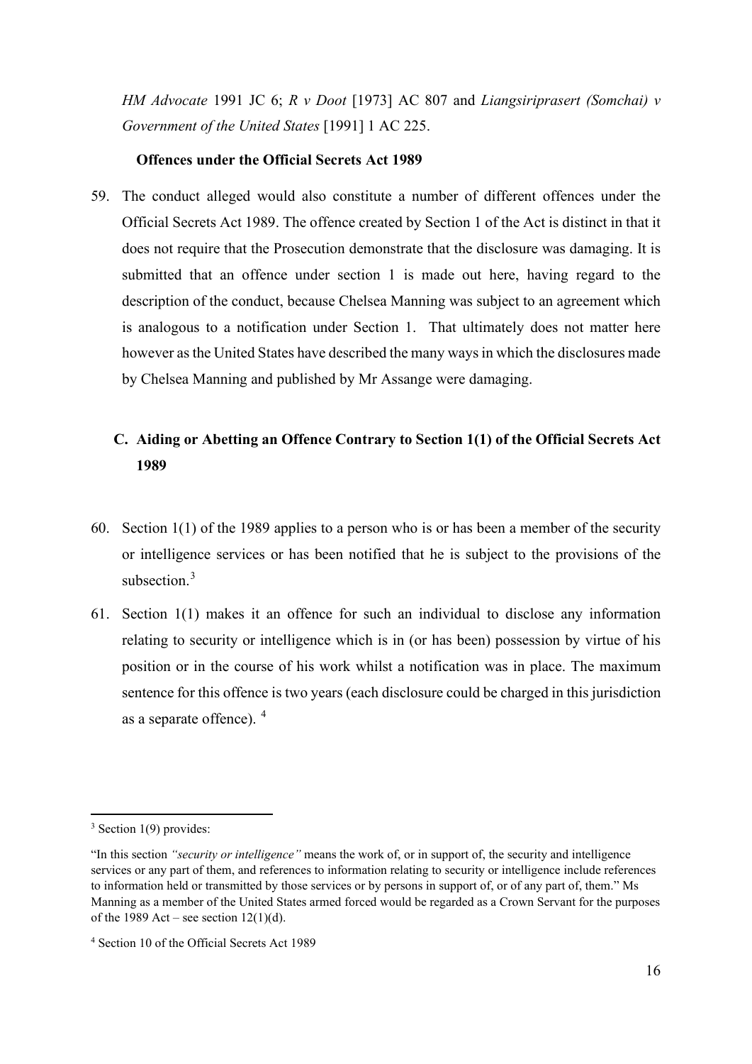*HM Advocate* 1991 JC 6; *R v Doot* [1973] AC 807 and *Liangsiriprasert (Somchai) v Government of the United States* [1991] 1 AC 225.

**Offences under the Official Secrets Act 1989**

59. The conduct alleged would also constitute a number of different offences under the Official Secrets Act 1989. The offence created by Section 1 of the Act is distinct in that it does not require that the Prosecution demonstrate that the disclosure was damaging. It is submitted that an offence under section 1 is made out here, having regard to the description of the conduct, because Chelsea Manning was subject to an agreement which is analogous to a notification under Section 1. That ultimately does not matter here however as the United States have described the many ways in which the disclosures made by Chelsea Manning and published by Mr Assange were damaging.

## C. Aiding or Abetting an Offence Contrary to Section 1(1) of the Official Secrets Act 1989

60. Section 1(1) of the 1989 applies to a person who is or has been a member of the security or intelligence services or has been notified that he is subject to the provisions of the subsection.[3]

61. Section 1(1) makes it an offence for such an individual to disclose any information relating to security or intelligence which is in (or has been) possession by virtue of his position or in the course of his work whilst a notification was in place. The maximum sentence for this offence is two years (each disclosure could be charged in this jurisdiction as a separate offence). [4]

---

[3] Section 1(9) provides:

"In this section *"security or intelligence"* means the work of, or in support of, the security and intelligence services or any part of them, and references to information relating to security or intelligence include references to information held or transmitted by those services or by persons in support of, or of any part of, them." Ms Manning as a member of the United States armed forced would be regarded as a Crown Servant for the purposes of the 1989 Act – see section 12(1)(d).

[4] Section 10 of the Official Secrets Act 1989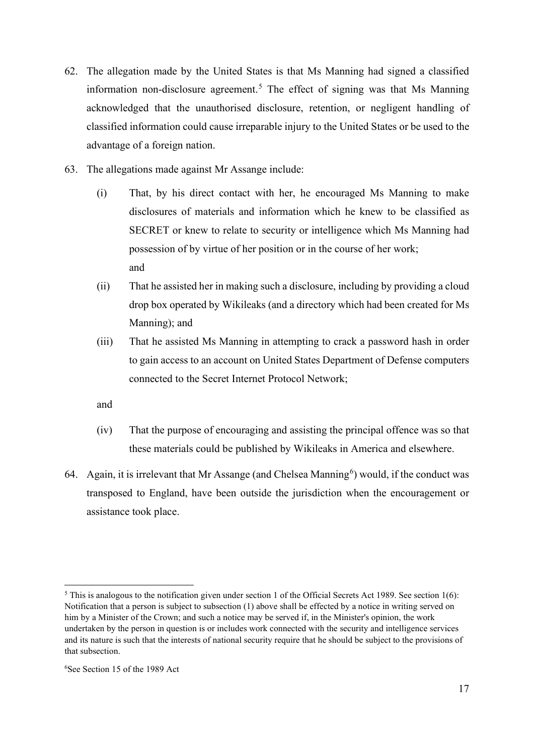62. The allegation made by the United States is that Ms Manning had signed a classified information non-disclosure agreement.[5] The effect of signing was that Ms Manning acknowledged that the unauthorised disclosure, retention, or negligent handling of classified information could cause irreparable injury to the United States or be used to the advantage of a foreign nation.

63. The allegations made against Mr Assange include:

    (i) That, by his direct contact with her, he encouraged Ms Manning to make disclosures of materials and information which he knew to be classified as SECRET or knew to relate to security or intelligence which Ms Manning had possession of by virtue of her position or in the course of her work; and

    (ii) That he assisted her in making such a disclosure, including by providing a cloud drop box operated by Wikileaks (and a directory which had been created for Ms Manning); and

    (iii) That he assisted Ms Manning in attempting to crack a password hash in order to gain access to an account on United States Department of Defense computers connected to the Secret Internet Protocol Network;

    and

    (iv) That the purpose of encouraging and assisting the principal offence was so that these materials could be published by Wikileaks in America and elsewhere.

64. Again, it is irrelevant that Mr Assange (and Chelsea Manning[6]) would, if the conduct was transposed to England, have been outside the jurisdiction when the encouragement or assistance took place.

---

[5] This is analogous to the notification given under section 1 of the Official Secrets Act 1989. See section 1(6): Notification that a person is subject to subsection (1) above shall be effected by a notice in writing served on him by a Minister of the Crown; and such a notice may be served if, in the Minister's opinion, the work undertaken by the person in question is or includes work connected with the security and intelligence services and its nature is such that the interests of national security require that he should be subject to the provisions of that subsection.

[6] See Section 15 of the 1989 Act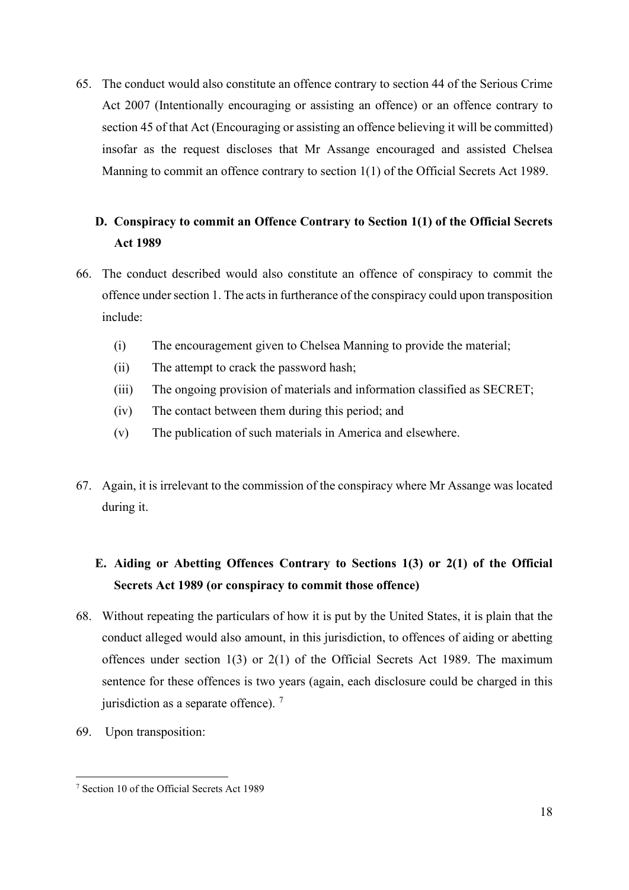65. The conduct would also constitute an offence contrary to section 44 of the Serious Crime Act 2007 (Intentionally encouraging or assisting an offence) or an offence contrary to section 45 of that Act (Encouraging or assisting an offence believing it will be committed) insofar as the request discloses that Mr Assange encouraged and assisted Chelsea Manning to commit an offence contrary to section 1(1) of the Official Secrets Act 1989.

### D. Conspiracy to commit an Offence Contrary to Section 1(1) of the Official Secrets Act 1989

66. The conduct described would also constitute an offence of conspiracy to commit the offence under section 1. The acts in furtherance of the conspiracy could upon transposition include:

    (i) The encouragement given to Chelsea Manning to provide the material;

    (ii) The attempt to crack the password hash;

    (iii) The ongoing provision of materials and information classified as SECRET;

    (iv) The contact between them during this period; and

    (v) The publication of such materials in America and elsewhere.

67. Again, it is irrelevant to the commission of the conspiracy where Mr Assange was located during it.

### E. Aiding or Abetting Offences Contrary to Sections 1(3) or 2(1) of the Official Secrets Act 1989 (or conspiracy to commit those offence)

68. Without repeating the particulars of how it is put by the United States, it is plain that the conduct alleged would also amount, in this jurisdiction, to offences of aiding or abetting offences under section 1(3) or 2(1) of the Official Secrets Act 1989. The maximum sentence for these offences is two years (again, each disclosure could be charged in this jurisdiction as a separate offence). [7]

69. Upon transposition:

[7] Section 10 of the Official Secrets Act 1989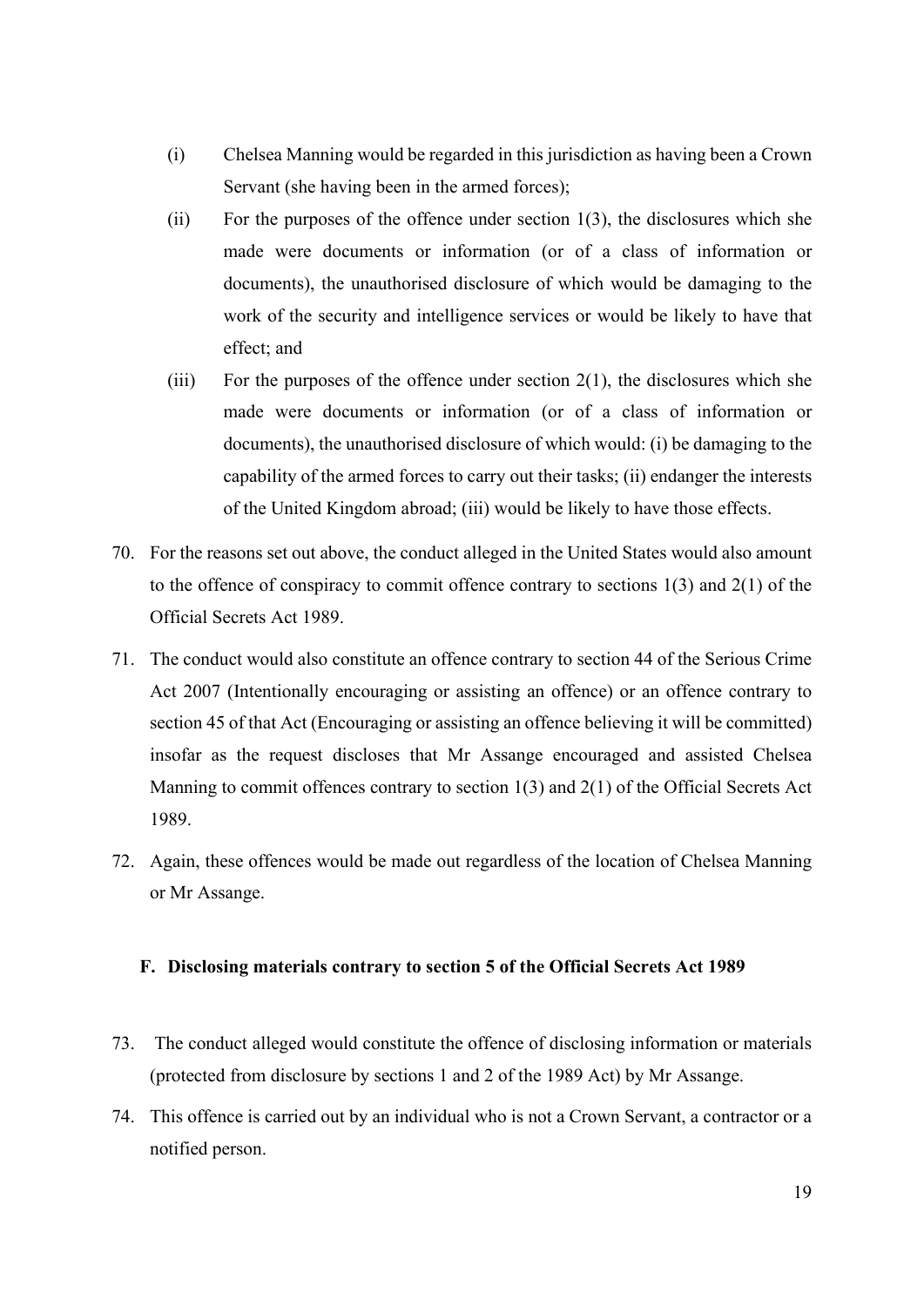(i) Chelsea Manning would be regarded in this jurisdiction as having been a Crown Servant (she having been in the armed forces);

(ii) For the purposes of the offence under section 1(3), the disclosures which she made were documents or information (or of a class of information or documents), the unauthorised disclosure of which would be damaging to the work of the security and intelligence services or would be likely to have that effect; and

(iii) For the purposes of the offence under section 2(1), the disclosures which she made were documents or information (or of a class of information or documents), the unauthorised disclosure of which would: (i) be damaging to the capability of the armed forces to carry out their tasks; (ii) endanger the interests of the United Kingdom abroad; (iii) would be likely to have those effects.

70. For the reasons set out above, the conduct alleged in the United States would also amount to the offence of conspiracy to commit offence contrary to sections 1(3) and 2(1) of the Official Secrets Act 1989.

71. The conduct would also constitute an offence contrary to section 44 of the Serious Crime Act 2007 (Intentionally encouraging or assisting an offence) or an offence contrary to section 45 of that Act (Encouraging or assisting an offence believing it will be committed) insofar as the request discloses that Mr Assange encouraged and assisted Chelsea Manning to commit offences contrary to section 1(3) and 2(1) of the Official Secrets Act 1989.

72. Again, these offences would be made out regardless of the location of Chelsea Manning or Mr Assange.

### F. Disclosing materials contrary to section 5 of the Official Secrets Act 1989

73. The conduct alleged would constitute the offence of disclosing information or materials (protected from disclosure by sections 1 and 2 of the 1989 Act) by Mr Assange.

74. This offence is carried out by an individual who is not a Crown Servant, a contractor or a notified person.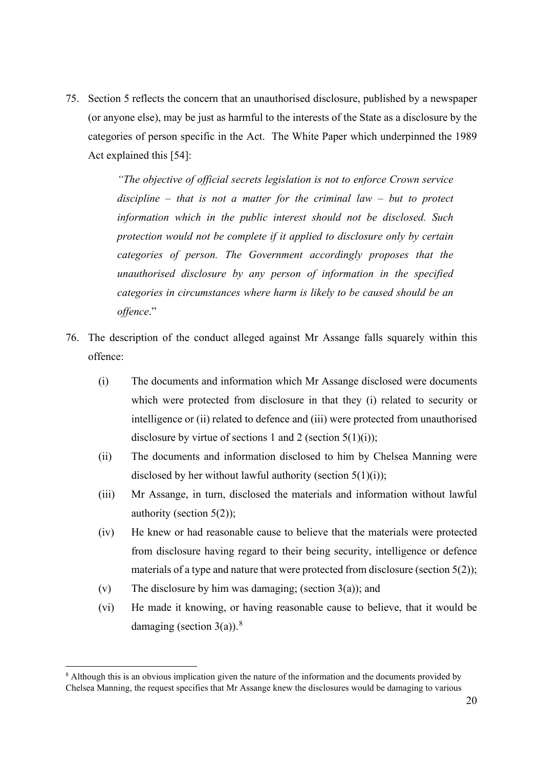75. Section 5 reflects the concern that an unauthorised disclosure, published by a newspaper (or anyone else), may be just as harmful to the interests of the State as a disclosure by the categories of person specific in the Act. The White Paper which underpinned the 1989 Act explained this [54]:

> *"The objective of official secrets legislation is not to enforce Crown service discipline – that is not a matter for the criminal law – but to protect information which in the public interest should not be disclosed. Such protection would not be complete if it applied to disclosure only by certain categories of person. The Government accordingly proposes that the unauthorised disclosure by any person of information in the specified categories in circumstances where harm is likely to be caused should be an offence*."

76. The description of the conduct alleged against Mr Assange falls squarely within this offence:

    (i) The documents and information which Mr Assange disclosed were documents which were protected from disclosure in that they (i) related to security or intelligence or (ii) related to defence and (iii) were protected from unauthorised disclosure by virtue of sections 1 and 2 (section 5(1)(i));

    (ii) The documents and information disclosed to him by Chelsea Manning were disclosed by her without lawful authority (section 5(1)(i));

    (iii) Mr Assange, in turn, disclosed the materials and information without lawful authority (section 5(2));

    (iv) He knew or had reasonable cause to believe that the materials were protected from disclosure having regard to their being security, intelligence or defence materials of a type and nature that were protected from disclosure (section 5(2));

    (v) The disclosure by him was damaging; (section 3(a)); and

    (vi) He made it knowing, or having reasonable cause to believe, that it would be damaging (section 3(a)).[8]

---

[8] Although this is an obvious implication given the nature of the information and the documents provided by Chelsea Manning, the request specifies that Mr Assange knew the disclosures would be damaging to various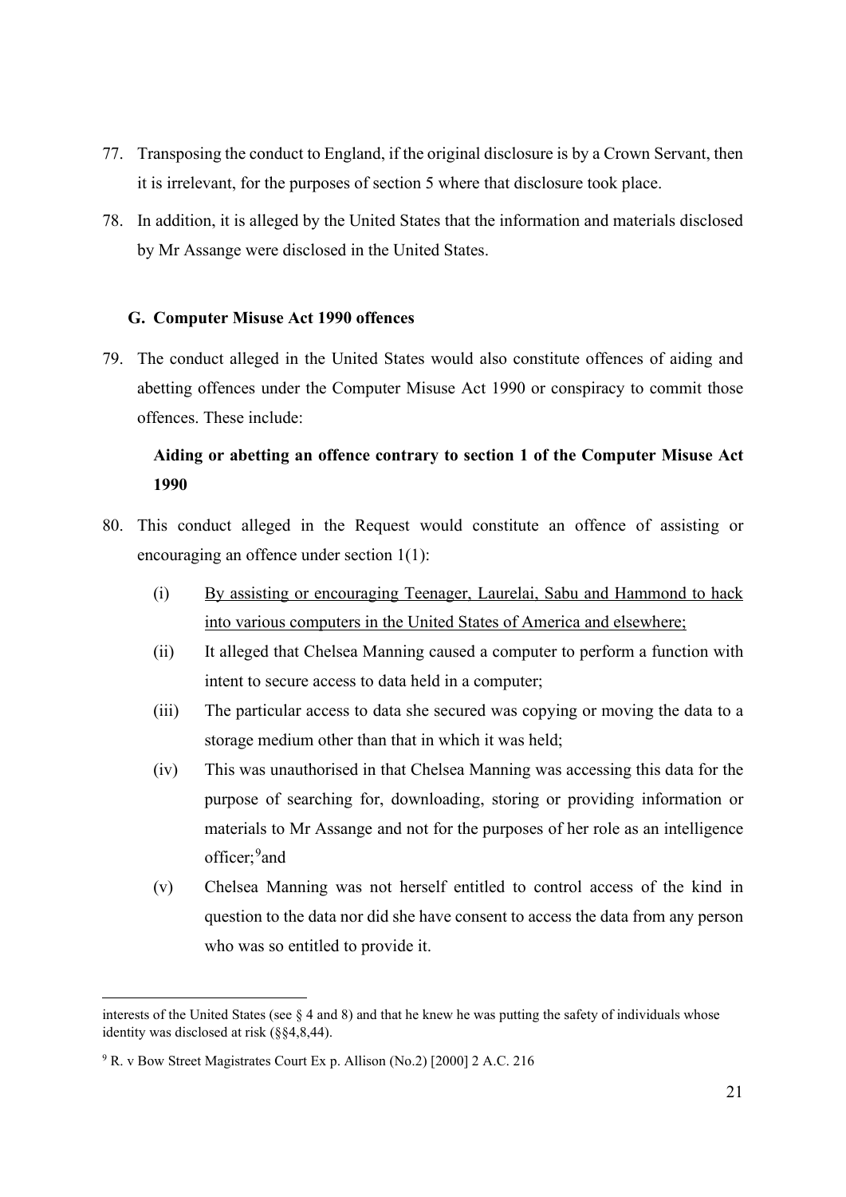77. Transposing the conduct to England, if the original disclosure is by a Crown Servant, then it is irrelevant, for the purposes of section 5 where that disclosure took place.

78. In addition, it is alleged by the United States that the information and materials disclosed by Mr Assange were disclosed in the United States.

### G. Computer Misuse Act 1990 offences

79. The conduct alleged in the United States would also constitute offences of aiding and abetting offences under the Computer Misuse Act 1990 or conspiracy to commit those offences. These include:

**Aiding or abetting an offence contrary to section 1 of the Computer Misuse Act 1990**

80. This conduct alleged in the Request would constitute an offence of assisting or encouraging an offence under section 1(1):

    (i) <u>By assisting or encouraging Teenager, Laurelai, Sabu and Hammond to hack into various computers in the United States of America and elsewhere;</u>

    (ii) It alleged that Chelsea Manning caused a computer to perform a function with intent to secure access to data held in a computer;

    (iii) The particular access to data she secured was copying or moving the data to a storage medium other than that in which it was held;

    (iv) This was unauthorised in that Chelsea Manning was accessing this data for the purpose of searching for, downloading, storing or providing information or materials to Mr Assange and not for the purposes of her role as an intelligence officer;[9]and

    (v) Chelsea Manning was not herself entitled to control access of the kind in question to the data nor did she have consent to access the data from any person who was so entitled to provide it.

---

interests of the United States (see § 4 and 8) and that he knew he was putting the safety of individuals whose identity was disclosed at risk (§§4,8,44).

[9] R. v Bow Street Magistrates Court Ex p. Allison (No.2) [2000] 2 A.C. 216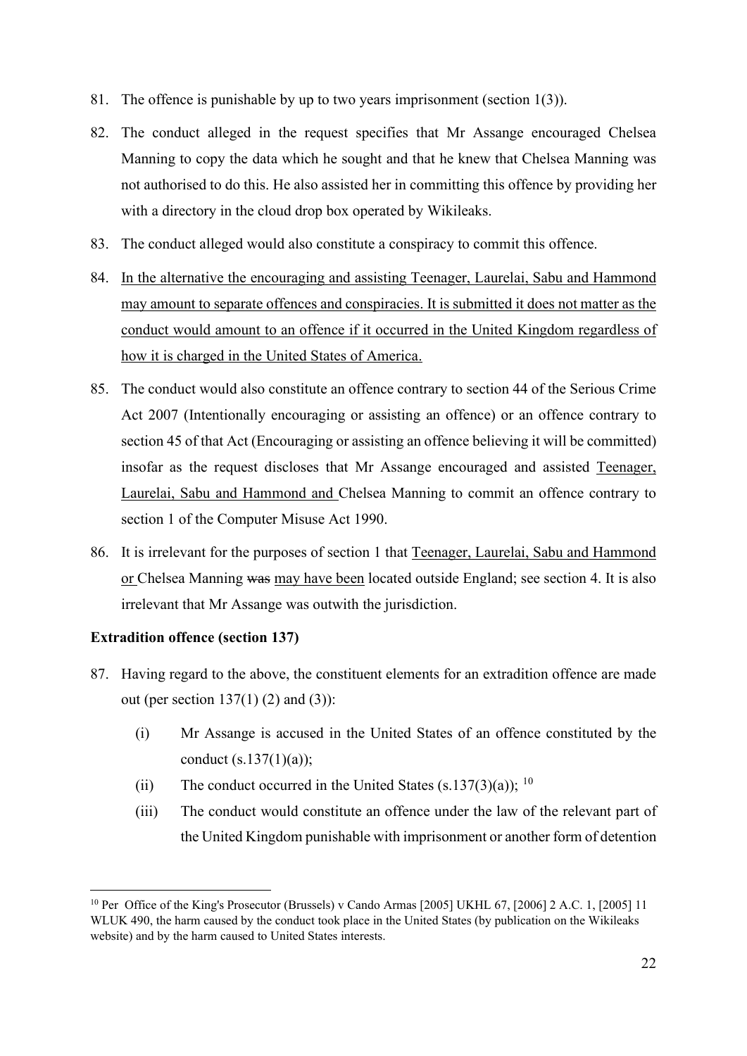81. The offence is punishable by up to two years imprisonment (section 1(3)).

82. The conduct alleged in the request specifies that Mr Assange encouraged Chelsea Manning to copy the data which he sought and that he knew that Chelsea Manning was not authorised to do this. He also assisted her in committing this offence by providing her with a directory in the cloud drop box operated by Wikileaks.

83. The conduct alleged would also constitute a conspiracy to commit this offence.

84. <u>In the alternative the encouraging and assisting Teenager, Laurelai, Sabu and Hammond may amount to separate offences and conspiracies. It is submitted it does not matter as the conduct would amount to an offence if it occurred in the United Kingdom regardless of how it is charged in the United States of America.</u>

85. The conduct would also constitute an offence contrary to section 44 of the Serious Crime Act 2007 (Intentionally encouraging or assisting an offence) or an offence contrary to section 45 of that Act (Encouraging or assisting an offence believing it will be committed) insofar as the request discloses that Mr Assange encouraged and assisted <u>Teenager, Laurelai, Sabu and Hammond and</u> Chelsea Manning to commit an offence contrary to section 1 of the Computer Misuse Act 1990.

86. It is irrelevant for the purposes of section 1 that <u>Teenager, Laurelai, Sabu and Hammond or</u> Chelsea Manning ~~was~~ <u>may have been</u> located outside England; see section 4. It is also irrelevant that Mr Assange was outwith the jurisdiction.

**Extradition offence (section 137)**

87. Having regard to the above, the constituent elements for an extradition offence are made out (per section 137(1) (2) and (3)):

    (i) Mr Assange is accused in the United States of an offence constituted by the conduct (s.137(1)(a));

    (ii) The conduct occurred in the United States (s.137(3)(a)); [10]

    (iii) The conduct would constitute an offence under the law of the relevant part of the United Kingdom punishable with imprisonment or another form of detention

---

[10] Per Office of the King's Prosecutor (Brussels) v Cando Armas [2005] UKHL 67, [2006] 2 A.C. 1, [2005] 11 WLUK 490, the harm caused by the conduct took place in the United States (by publication on the Wikileaks website) and by the harm caused to United States interests.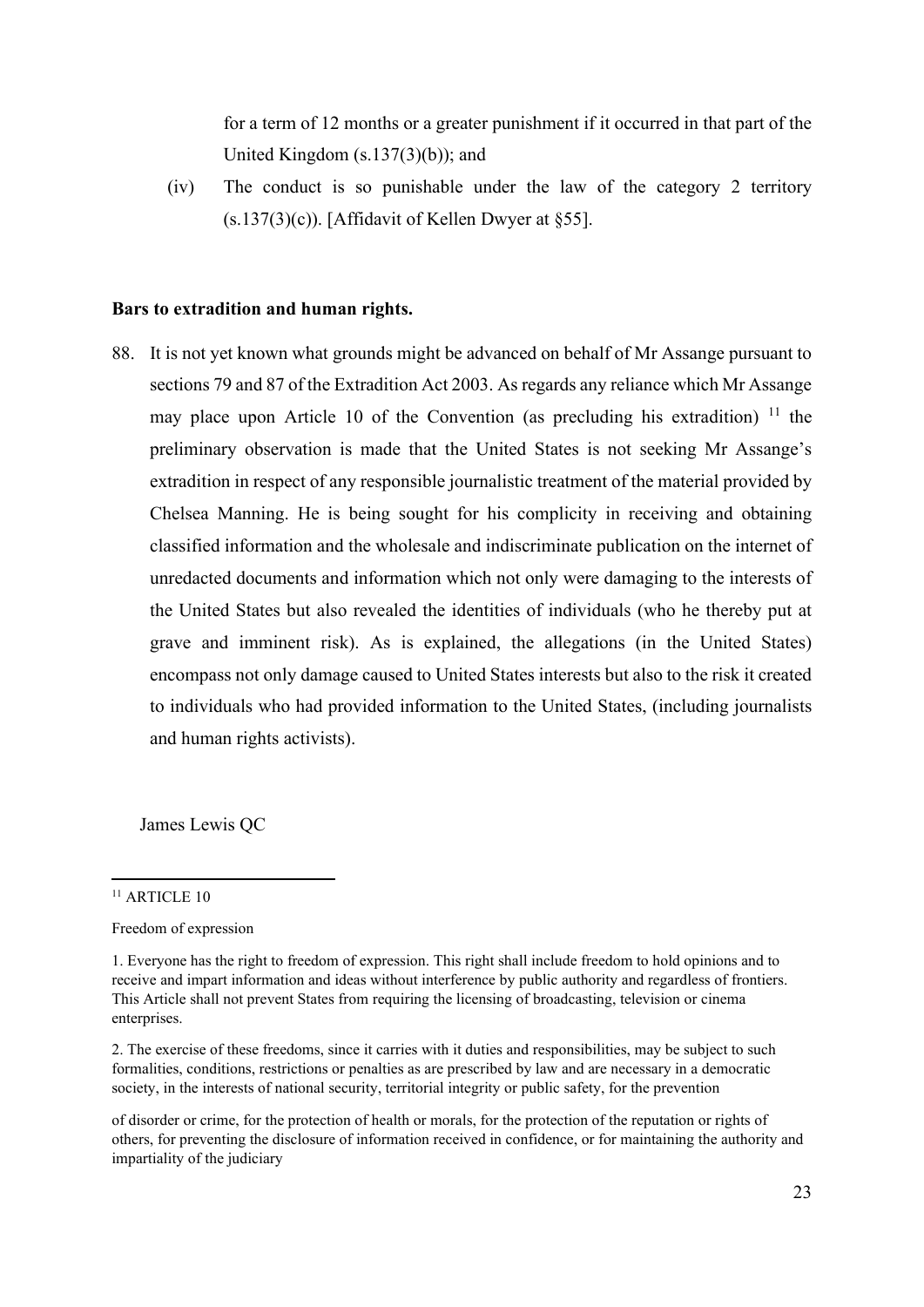for a term of 12 months or a greater punishment if it occurred in that part of the United Kingdom (s.137(3)(b)); and

(iv) The conduct is so punishable under the law of the category 2 territory (s.137(3)(c)). [Affidavit of Kellen Dwyer at §55].

**Bars to extradition and human rights.**

88. It is not yet known what grounds might be advanced on behalf of Mr Assange pursuant to sections 79 and 87 of the Extradition Act 2003. As regards any reliance which Mr Assange may place upon Article 10 of the Convention (as precluding his extradition) [11] the preliminary observation is made that the United States is not seeking Mr Assange's extradition in respect of any responsible journalistic treatment of the material provided by Chelsea Manning. He is being sought for his complicity in receiving and obtaining classified information and the wholesale and indiscriminate publication on the internet of unredacted documents and information which not only were damaging to the interests of the United States but also revealed the identities of individuals (who he thereby put at grave and imminent risk). As is explained, the allegations (in the United States) encompass not only damage caused to United States interests but also to the risk it created to individuals who had provided information to the United States, (including journalists and human rights activists).

James Lewis QC

---

[11] ARTICLE 10

Freedom of expression

1. Everyone has the right to freedom of expression. This right shall include freedom to hold opinions and to receive and impart information and ideas without interference by public authority and regardless of frontiers. This Article shall not prevent States from requiring the licensing of broadcasting, television or cinema enterprises.

2. The exercise of these freedoms, since it carries with it duties and responsibilities, may be subject to such formalities, conditions, restrictions or penalties as are prescribed by law and are necessary in a democratic society, in the interests of national security, territorial integrity or public safety, for the prevention

of disorder or crime, for the protection of health or morals, for the protection of the reputation or rights of others, for preventing the disclosure of information received in confidence, or for maintaining the authority and impartiality of the judiciary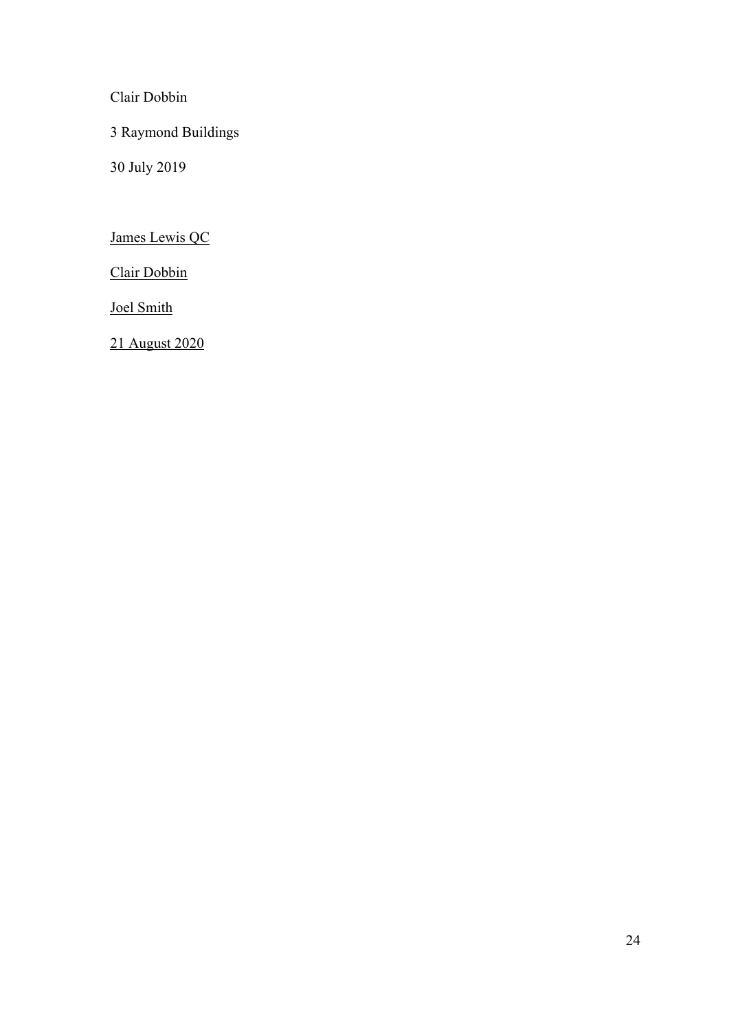Clair Dobbin

3 Raymond Buildings

30 July 2019

<u>James Lewis QC</u>

<u>Clair Dobbin</u>

<u>Joel Smith</u>

<u>21 August 2020</u>